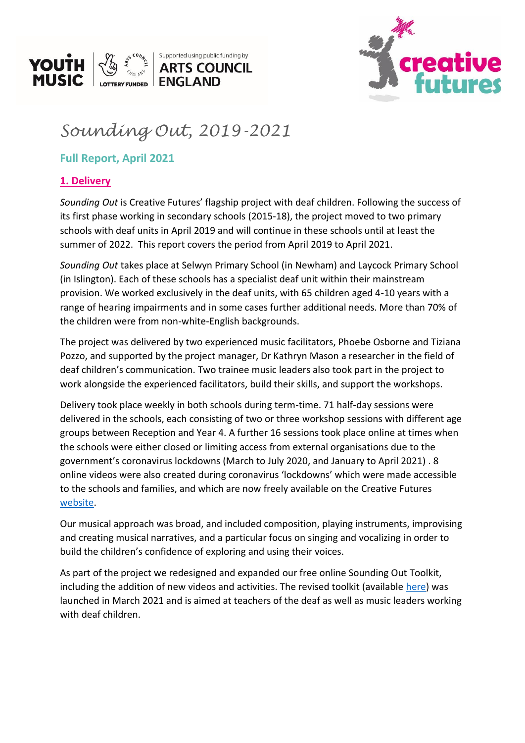# *Sounding Out, 2019-2021*

## Full Report, April 2021

### 1. Delivery

*Sounding Out* is Creative Futures' flagship project with deaf children. Following the success of its first phase working in secondary schools (2015-18), the project moved to two primary schools with deaf units in April 2019 and will continue in these schools until at least the summer of 2022. This report covers the period from April 2019 to April 2021.

*Sounding Out* takes place at Selwyn Primary School (in Newham) and Laycock Primary School (in Islington). Each of these schools has a specialist deaf unit within their mainstream provision. We worked exclusively in the deaf units, with 65 children aged 4-10 years with a range of hearing impairments and in some cases further additional needs. More than 70% of the children were from non-white-English backgrounds.

The project was delivered by two experienced music facilitators, Phoebe Osborne and Tiziana Pozzo, and supported by the project manager, Dr Kathryn Mason a researcher in the field of deaf children's communication. Two trainee music leaders also took part in the project to work alongside the experienced facilitators, build their skills, and support the workshops.

Delivery took place weekly in both schools during term-time. 71 half-day sessions were delivered in the schools, each consisting of two or three workshop sessions with different age groups between Reception and Year 4. A further 16 sessions took place online at times when the schools were either closed or limiting access from external organisations due to the government's coronavirus lockdowns (March to July 2020, and January to April 2021) . 8 online videos were also created during coronavirus 'lockdowns' which were made accessible to the schools and families, and which are now freely available on the Creative Futures website.

Our musical approach was broad, and included composition, playing instruments, improvising and creating musical narratives, and a particular focus on singing and vocalizing in order to build the children's confidence of exploring and using their voices.

As part of the project we redesigned and expanded our free online Sounding Out Toolkit, including the addition of new videos and activities. The revised toolkit (available here) was launched in March 2021 and is aimed at teachers of the deaf as well as music leaders working with deaf children.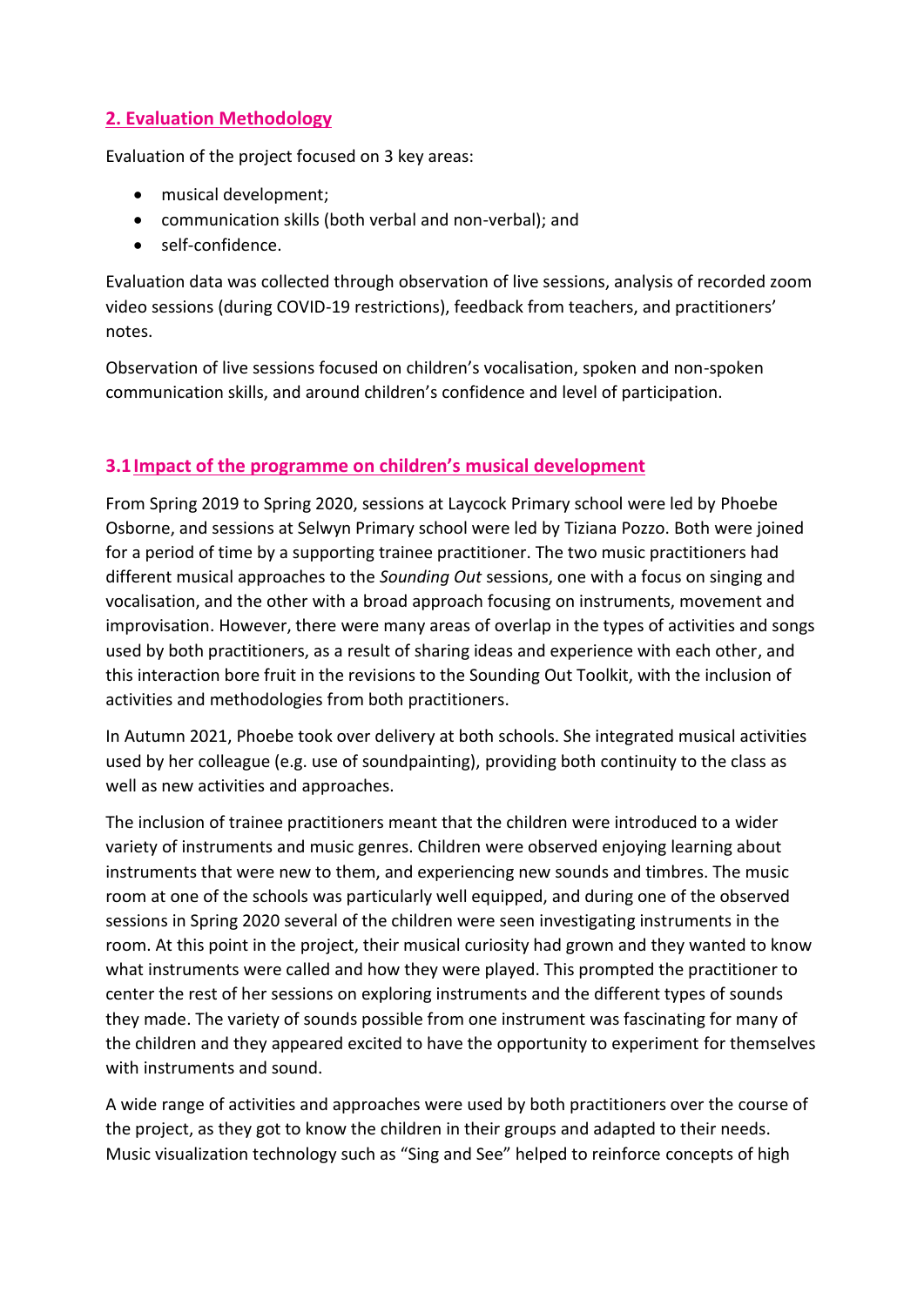## 2. Evaluation Methodology

Evaluation of the project focused on 3 key areas:

- musical development;
- communication skills (both verbal and non-verbal); and
- self-confidence.

Evaluation data was collected through observation of live sessions, analysis of recorded zoom video sessions (during COVID-19 restrictions), feedback from teachers, and practitioners' notes.

Observation of live sessions focused on children's vocalisation, spoken and non-spoken communication skills, and around children's confidence and level of participation.

## 3.1 Impact of the programme on children's musical development

From Spring 2019 to Spring 2020, sessions at Laycock Primary school were led by Phoebe Osborne, and sessions at Selwyn Primary school were led by Tiziana Pozzo. Both were joined for a period of time by a supporting trainee practitioner. The two music practitioners had different musical approaches to the *Sounding Out* sessions, one with a focus on singing and vocalisation, and the other with a broad approach focusing on instruments, movement and improvisation. However, there were many areas of overlap in the types of activities and songs used by both practitioners, as a result of sharing ideas and experience with each other, and this interaction bore fruit in the revisions to the Sounding Out Toolkit, with the inclusion of activities and methodologies from both practitioners.

In Autumn 2021, Phoebe took over delivery at both schools. She integrated musical activities used by her colleague (e.g. use of soundpainting), providing both continuity to the class as well as new activities and approaches.

The inclusion of trainee practitioners meant that the children were introduced to a wider variety of instruments and music genres. Children were observed enjoying learning about instruments that were new to them, and experiencing new sounds and timbres. The music room at one of the schools was particularly well equipped, and during one of the observed sessions in Spring 2020 several of the children were seen investigating instruments in the room. At this point in the project, their musical curiosity had grown and they wanted to know what instruments were called and how they were played. This prompted the practitioner to center the rest of her sessions on exploring instruments and the different types of sounds they made. The variety of sounds possible from one instrument was fascinating for many of the children and they appeared excited to have the opportunity to experiment for themselves with instruments and sound.

A wide range of activities and approaches were used by both practitioners over the course of the project, as they got to know the children in their groups and adapted to their needs. Music visualization technology such as "Sing and See" helped to reinforce concepts of high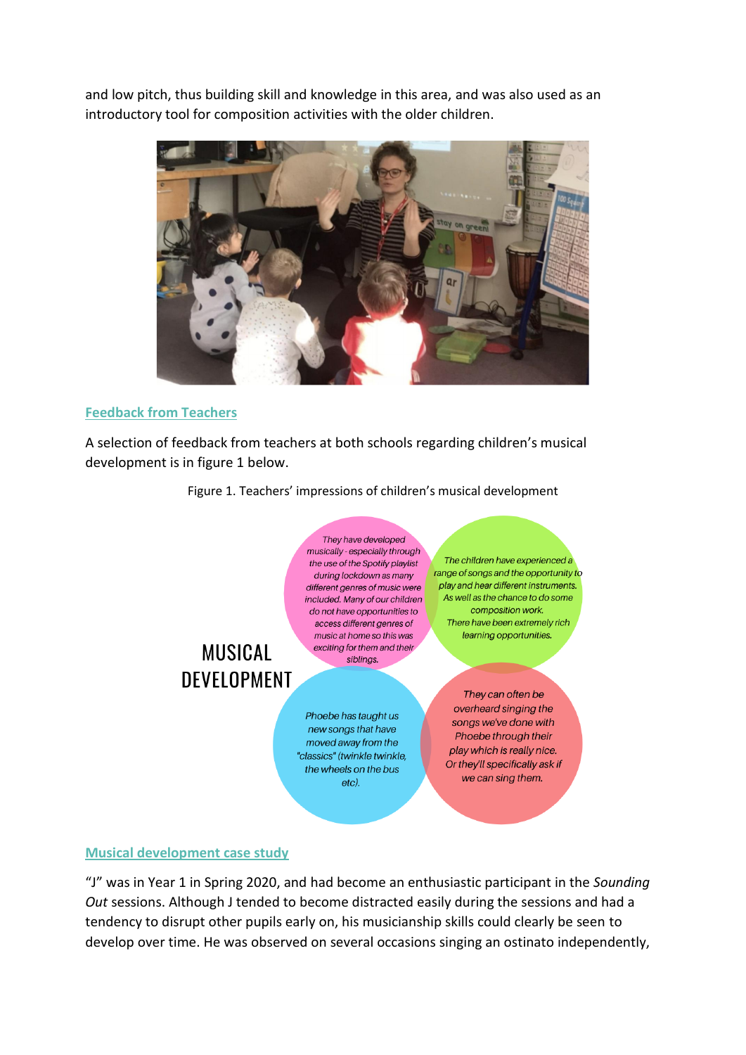and low pitch, thus building skill and knowledge in this area, and was also used as an introductory tool for composition activities with the older children.

## Feedback from Teachers

A selection of feedback from teachers at both schools regarding children's musical development is in figure 1 below.

Figure 1. Teachers' impressions of children's musical development

MUSICAL DEVELOPMENT

*They have developed musically - especially through the use of the Spotify playlist during lockdown as many different genres of music were included. Many of our children do not have opportunities to access different genres of music at home so this was exciting for them and their siblings.*

*The children have experienced a range of songs and the opportunity to play and hear different instruments. As well as the chance to do some composition work. There have been extremely rich learning opportunities.*

*Phoebe has taught us new songs that have moved away from the "classics" (twinkle twinkle, the wheels on the bus etc).*

*They can often be overheard singing the songs we've done with Phoebe through their play which is really nice. Or they'll specifically ask if we can sing them.*

## Musical development case study

"J" was in Year 1 in Spring 2020, and had become an enthusiastic participant in the *Sounding Out* sessions. Although J tended to become distracted easily during the sessions and had a tendency to disrupt other pupils early on, his musicianship skills could clearly be seen to develop over time. He was observed on several occasions singing an ostinato independently,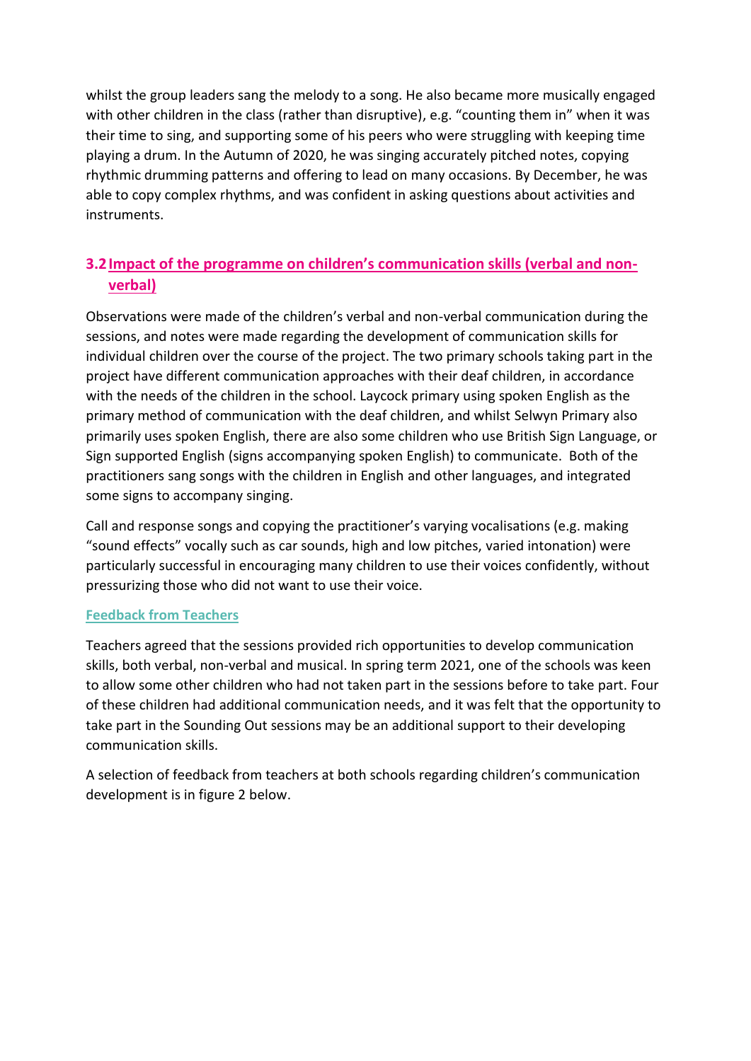whilst the group leaders sang the melody to a song. He also became more musically engaged with other children in the class (rather than disruptive), e.g. "counting them in" when it was their time to sing, and supporting some of his peers who were struggling with keeping time playing a drum. In the Autumn of 2020, he was singing accurately pitched notes, copying rhythmic drumming patterns and offering to lead on many occasions. By December, he was able to copy complex rhythms, and was confident in asking questions about activities and instruments.

## 3.2 Impact of the programme on children's communication skills (verbal and non-verbal)

Observations were made of the children's verbal and non-verbal communication during the sessions, and notes were made regarding the development of communication skills for individual children over the course of the project. The two primary schools taking part in the project have different communication approaches with their deaf children, in accordance with the needs of the children in the school. Laycock primary using spoken English as the primary method of communication with the deaf children, and whilst Selwyn Primary also primarily uses spoken English, there are also some children who use British Sign Language, or Sign supported English (signs accompanying spoken English) to communicate. Both of the practitioners sang songs with the children in English and other languages, and integrated some signs to accompany singing.

Call and response songs and copying the practitioner's varying vocalisations (e.g. making "sound effects" vocally such as car sounds, high and low pitches, varied intonation) were particularly successful in encouraging many children to use their voices confidently, without pressurizing those who did not want to use their voice.

### Feedback from Teachers

Teachers agreed that the sessions provided rich opportunities to develop communication skills, both verbal, non-verbal and musical. In spring term 2021, one of the schools was keen to allow some other children who had not taken part in the sessions before to take part. Four of these children had additional communication needs, and it was felt that the opportunity to take part in the Sounding Out sessions may be an additional support to their developing communication skills.

A selection of feedback from teachers at both schools regarding children's communication development is in figure 2 below.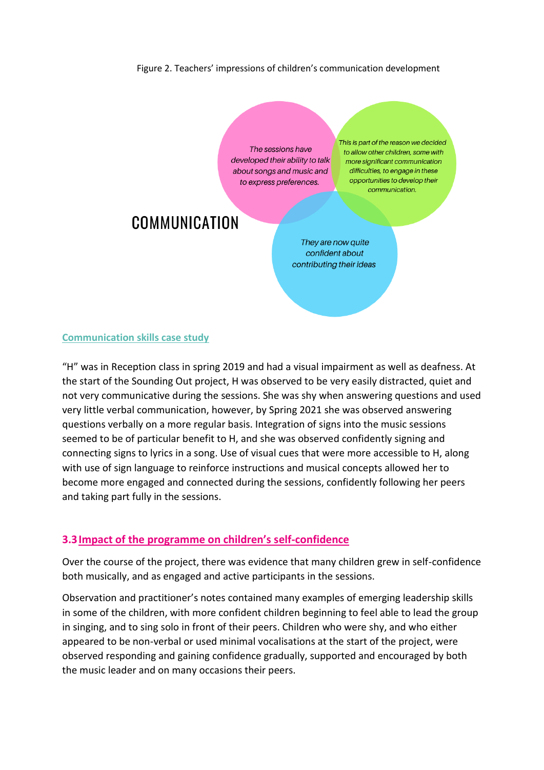Figure 2. Teachers' impressions of children's communication development

COMMUNICATION

*The sessions have developed their ability to talk about songs and music and to express preferences.*

*This is part of the reason we decided to allow other children, some with more significant communication difficulties, to engage in these opportunities to develop their communication.*

*They are now quite confident about contributing their ideas*

**Communication skills case study**

"H" was in Reception class in spring 2019 and had a visual impairment as well as deafness. At the start of the Sounding Out project, H was observed to be very easily distracted, quiet and not very communicative during the sessions. She was shy when answering questions and used very little verbal communication, however, by Spring 2021 she was observed answering questions verbally on a more regular basis. Integration of signs into the music sessions seemed to be of particular benefit to H, and she was observed confidently signing and connecting signs to lyrics in a song. Use of visual cues that were more accessible to H, along with use of sign language to reinforce instructions and musical concepts allowed her to become more engaged and connected during the sessions, confidently following her peers and taking part fully in the sessions.

## 3.3 Impact of the programme on children's self-confidence

Over the course of the project, there was evidence that many children grew in self-confidence both musically, and as engaged and active participants in the sessions.

Observation and practitioner's notes contained many examples of emerging leadership skills in some of the children, with more confident children beginning to feel able to lead the group in singing, and to sing solo in front of their peers. Children who were shy, and who either appeared to be non-verbal or used minimal vocalisations at the start of the project, were observed responding and gaining confidence gradually, supported and encouraged by both the music leader and on many occasions their peers.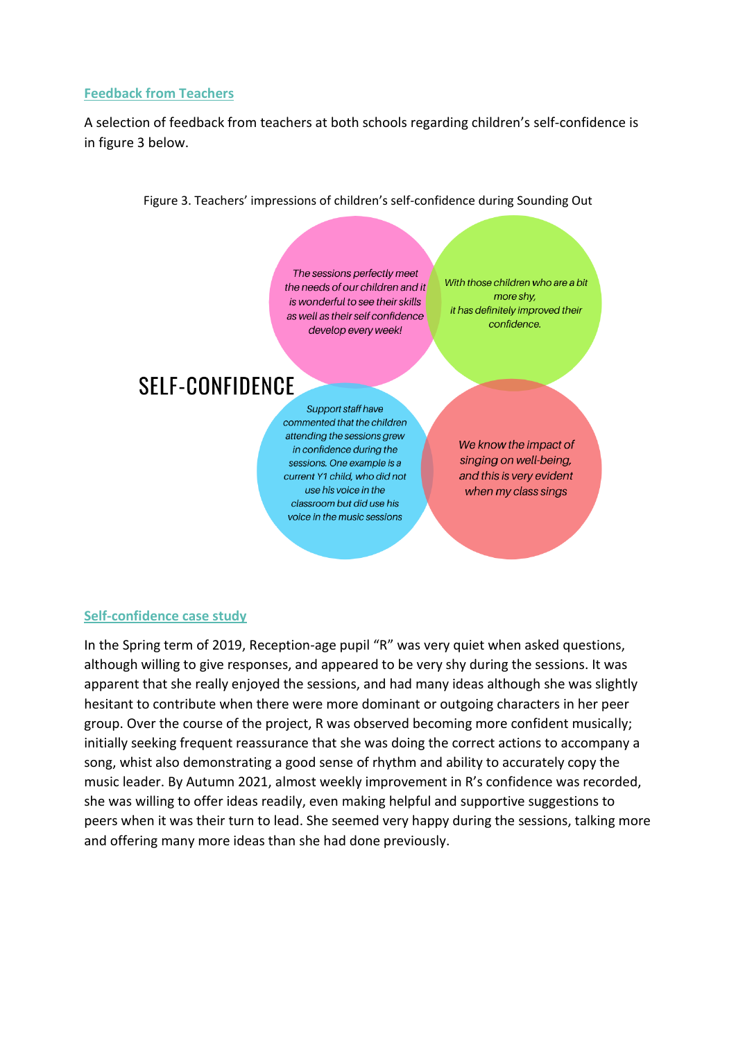## Feedback from Teachers

A selection of feedback from teachers at both schools regarding children's self-confidence is in figure 3 below.

Figure 3. Teachers' impressions of children's self-confidence during Sounding Out

SELF-CONFIDENCE

*The sessions perfectly meet the needs of our children and it is wonderful to see their skills as well as their self confidence develop every week!*

*With those children who are a bit more shy, it has definitely improved their confidence.*

*Support staff have commented that the children attending the sessions grew in confidence during the sessions. One example is a current Y1 child, who did not use his voice in the classroom but did use his voice in the music sessions*

*We know the impact of singing on well-being, and this is very evident when my class sings*

## Self-confidence case study

In the Spring term of 2019, Reception-age pupil "R" was very quiet when asked questions, although willing to give responses, and appeared to be very shy during the sessions. It was apparent that she really enjoyed the sessions, and had many ideas although she was slightly hesitant to contribute when there were more dominant or outgoing characters in her peer group. Over the course of the project, R was observed becoming more confident musically; initially seeking frequent reassurance that she was doing the correct actions to accompany a song, whilst also demonstrating a good sense of rhythm and ability to accurately copy the music leader. By Autumn 2021, almost weekly improvement in R's confidence was recorded, she was willing to offer ideas readily, even making helpful and supportive suggestions to peers when it was their turn to lead. She seemed very happy during the sessions, talking more and offering many more ideas than she had done previously.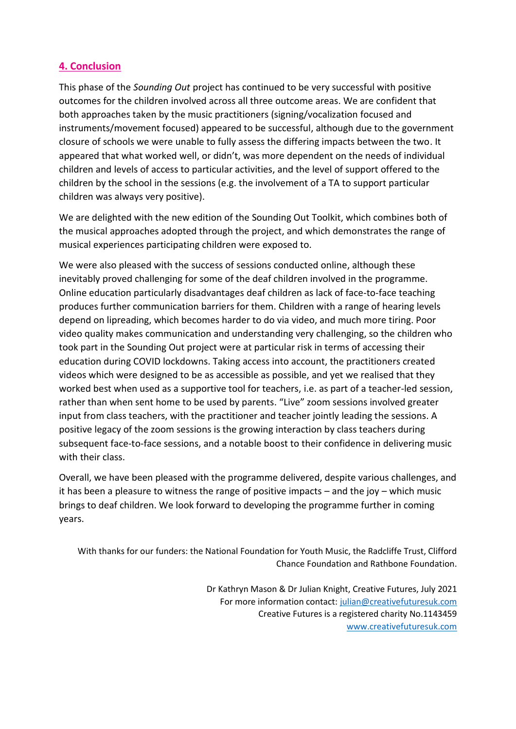## 4. Conclusion

This phase of the *Sounding Out* project has continued to be very successful with positive outcomes for the children involved across all three outcome areas. We are confident that both approaches taken by the music practitioners (signing/vocalization focused and instruments/movement focused) appeared to be successful, although due to the government closure of schools we were unable to fully assess the differing impacts between the two. It appeared that what worked well, or didn't, was more dependent on the needs of individual children and levels of access to particular activities, and the level of support offered to the children by the school in the sessions (e.g. the involvement of a TA to support particular children was always very positive).

We are delighted with the new edition of the Sounding Out Toolkit, which combines both of the musical approaches adopted through the project, and which demonstrates the range of musical experiences participating children were exposed to.

We were also pleased with the success of sessions conducted online, although these inevitably proved challenging for some of the deaf children involved in the programme. Online education particularly disadvantages deaf children as lack of face-to-face teaching produces further communication barriers for them. Children with a range of hearing levels depend on lipreading, which becomes harder to do via video, and much more tiring. Poor video quality makes communication and understanding very challenging, so the children who took part in the Sounding Out project were at particular risk in terms of accessing their education during COVID lockdowns. Taking access into account, the practitioners created videos which were designed to be as accessible as possible, and yet we realised that they worked best when used as a supportive tool for teachers, i.e. as part of a teacher-led session, rather than when sent home to be used by parents. "Live" zoom sessions involved greater input from class teachers, with the practitioner and teacher jointly leading the sessions. A positive legacy of the zoom sessions is the growing interaction by class teachers during subsequent face-to-face sessions, and a notable boost to their confidence in delivering music with their class.

Overall, we have been pleased with the programme delivered, despite various challenges, and it has been a pleasure to witness the range of positive impacts – and the joy – which music brings to deaf children. We look forward to developing the programme further in coming years.

With thanks for our funders: the National Foundation for Youth Music, the Radcliffe Trust, Clifford Chance Foundation and Rathbone Foundation.

Dr Kathryn Mason & Dr Julian Knight, Creative Futures, July 2021
For more information contact: julian@creativefuturesuk.com
Creative Futures is a registered charity No.1143459
www.creativefuturesuk.com